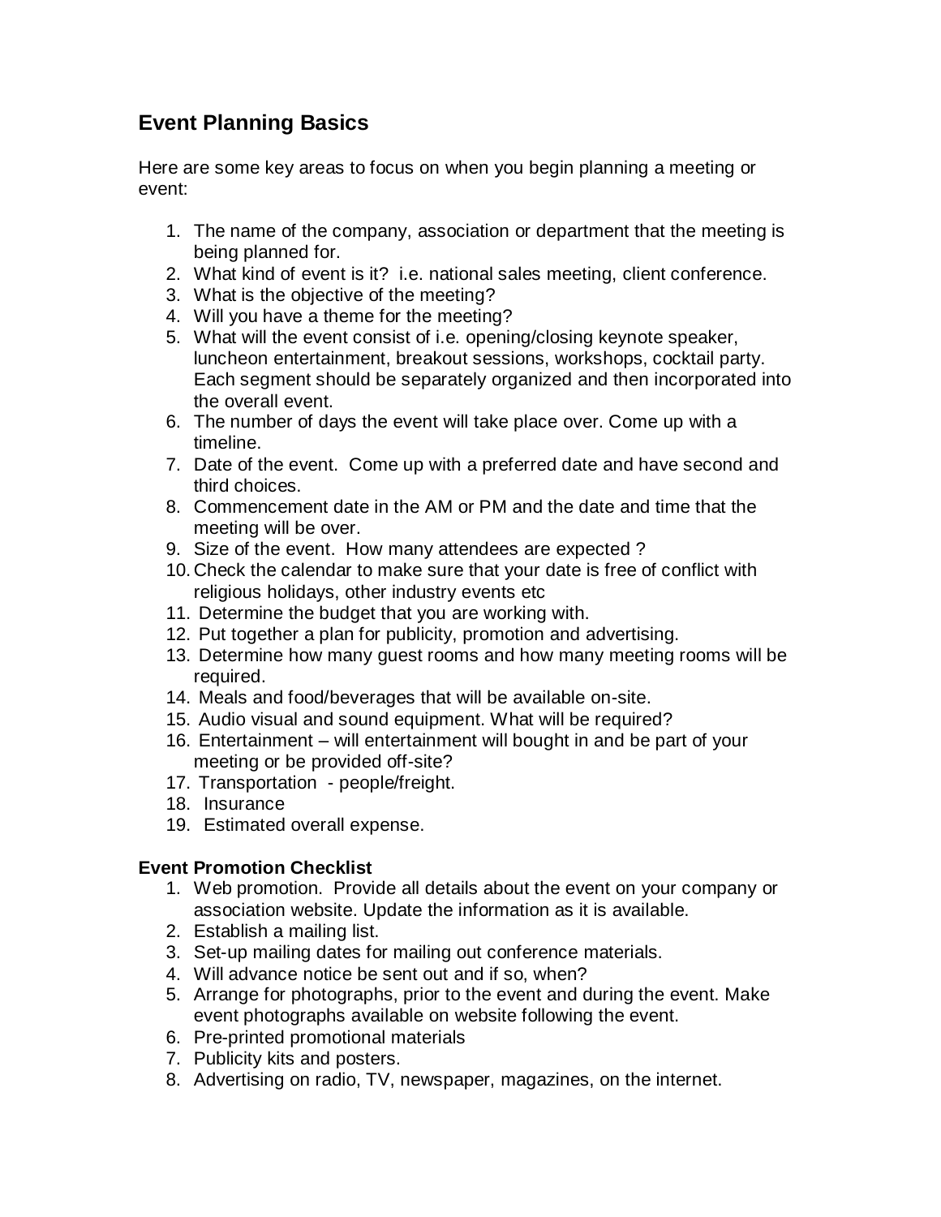## Event Planning Basics

Here are some key areas to focus on when you begin planning a meeting or event:

1. The name of the company, association or department that the meeting is being planned for.
2. What kind of event is it? i.e. national sales meeting, client conference.
3. What is the objective of the meeting?
4. Will you have a theme for the meeting?
5. What will the event consist of i.e. opening/closing keynote speaker, luncheon entertainment, breakout sessions, workshops, cocktail party. Each segment should be separately organized and then incorporated into the overall event.
6. The number of days the event will take place over. Come up with a timeline.
7. Date of the event. Come up with a preferred date and have second and third choices.
8. Commencement date in the AM or PM and the date and time that the meeting will be over.
9. Size of the event. How many attendees are expected ?
10. Check the calendar to make sure that your date is free of conflict with religious holidays, other industry events etc
11. Determine the budget that you are working with.
12. Put together a plan for publicity, promotion and advertising.
13. Determine how many guest rooms and how many meeting rooms will be required.
14. Meals and food/beverages that will be available on-site.
15. Audio visual and sound equipment. What will be required?
16. Entertainment – will entertainment will bought in and be part of your meeting or be provided off-site?
17. Transportation - people/freight.
18. Insurance
19. Estimated overall expense.

**Event Promotion Checklist**

1. Web promotion. Provide all details about the event on your company or association website. Update the information as it is available.
2. Establish a mailing list.
3. Set-up mailing dates for mailing out conference materials.
4. Will advance notice be sent out and if so, when?
5. Arrange for photographs, prior to the event and during the event. Make event photographs available on website following the event.
6. Pre-printed promotional materials
7. Publicity kits and posters.
8. Advertising on radio, TV, newspaper, magazines, on the internet.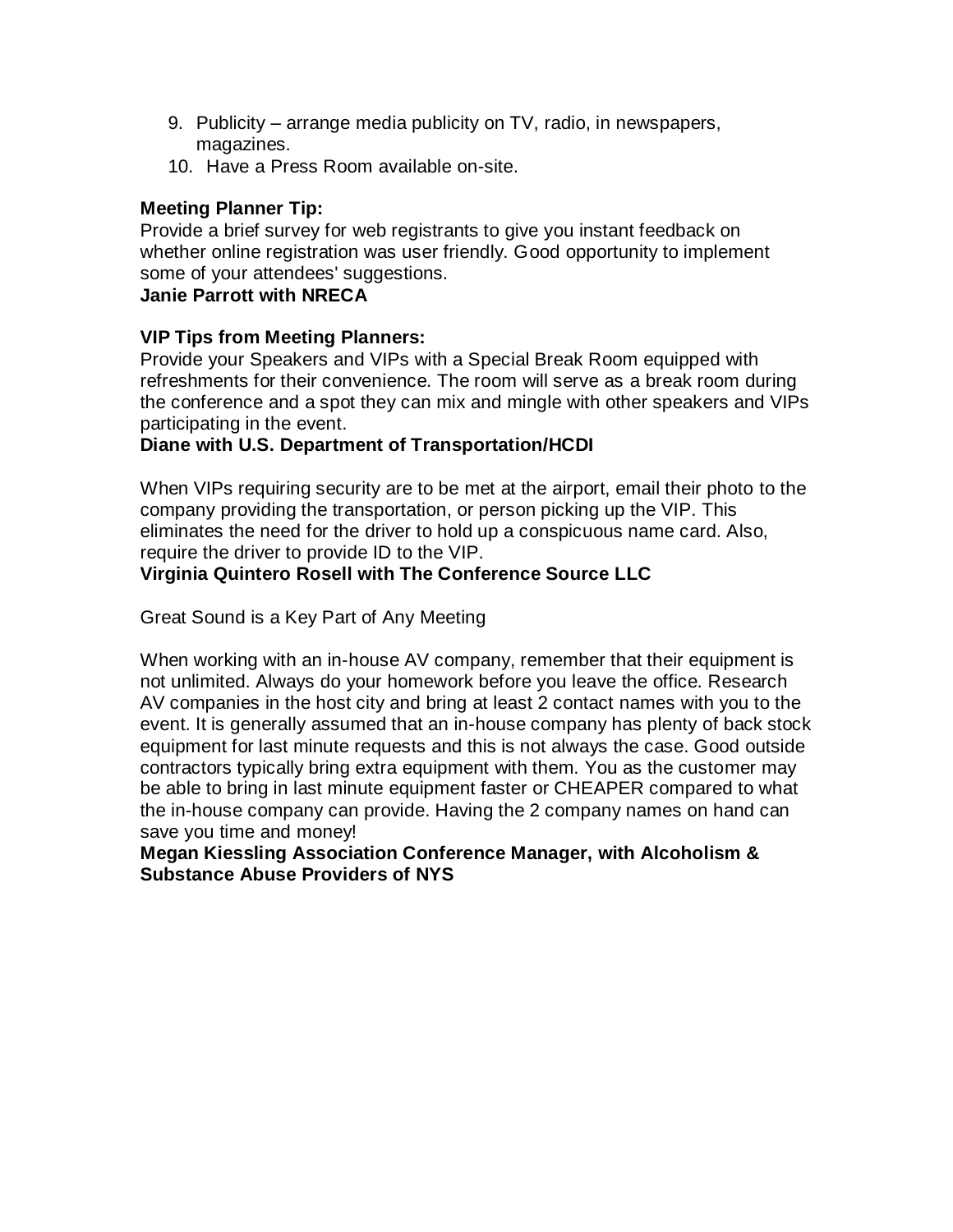9. Publicity – arrange media publicity on TV, radio, in newspapers, magazines.
10. Have a Press Room available on-site.

**Meeting Planner Tip:**
Provide a brief survey for web registrants to give you instant feedback on whether online registration was user friendly. Good opportunity to implement some of your attendees' suggestions.
**Janie Parrott with NRECA**

**VIP Tips from Meeting Planners:**
Provide your Speakers and VIPs with a Special Break Room equipped with refreshments for their convenience. The room will serve as a break room during the conference and a spot they can mix and mingle with other speakers and VIPs participating in the event.
**Diane with U.S. Department of Transportation/HCDI**

When VIPs requiring security are to be met at the airport, email their photo to the company providing the transportation, or person picking up the VIP. This eliminates the need for the driver to hold up a conspicuous name card. Also, require the driver to provide ID to the VIP.
**Virginia Quintero Rosell with The Conference Source LLC**

Great Sound is a Key Part of Any Meeting

When working with an in-house AV company, remember that their equipment is not unlimited. Always do your homework before you leave the office. Research AV companies in the host city and bring at least 2 contact names with you to the event. It is generally assumed that an in-house company has plenty of back stock equipment for last minute requests and this is not always the case. Good outside contractors typically bring extra equipment with them. You as the customer may be able to bring in last minute equipment faster or CHEAPER compared to what the in-house company can provide. Having the 2 company names on hand can save you time and money!
**Megan Kiessling Association Conference Manager, with Alcoholism & Substance Abuse Providers of NYS**